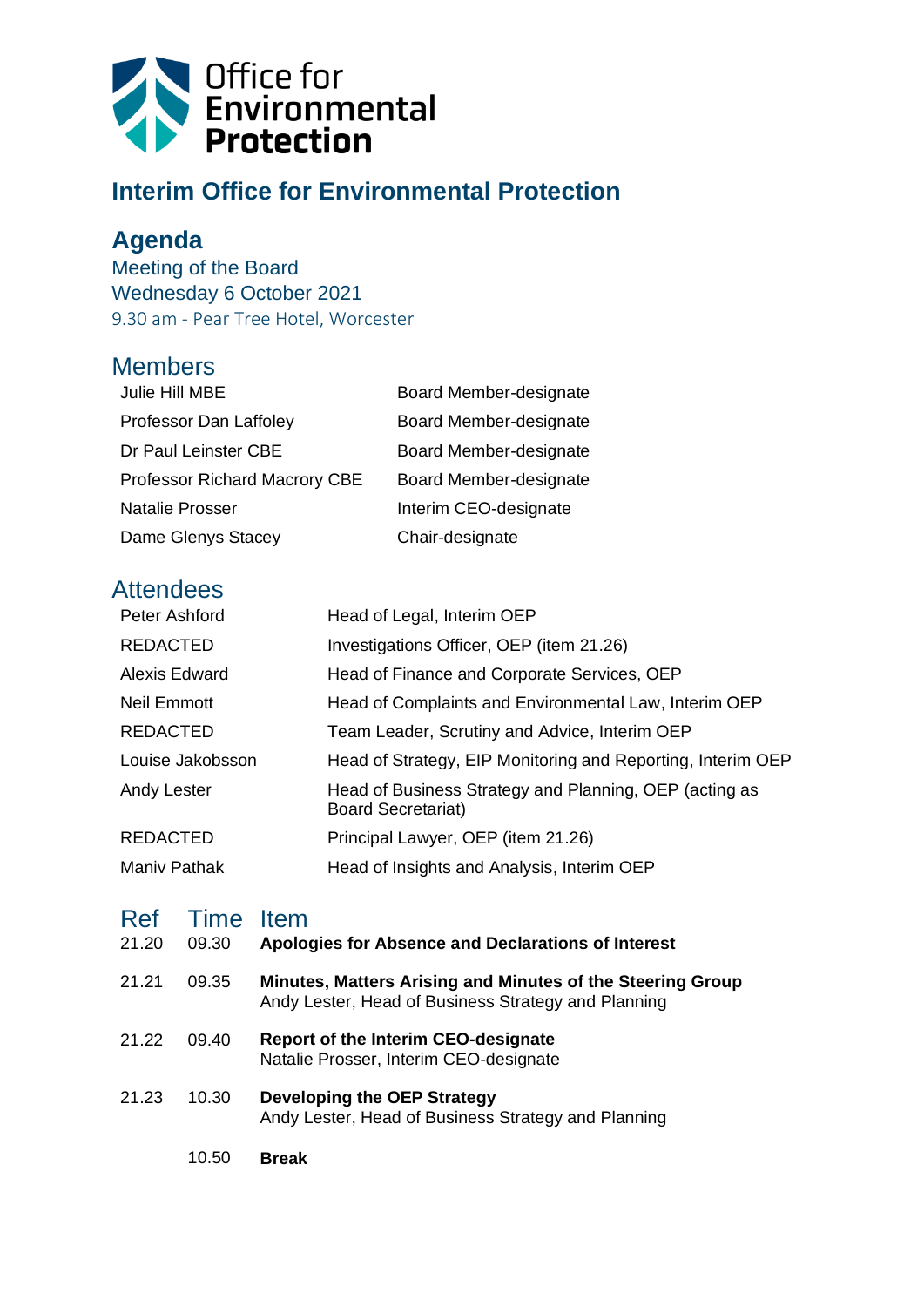Office for Environmental Protection

# Interim Office for Environmental Protection

## Agenda

Meeting of the Board
Wednesday 6 October 2021
9.30 am - Pear Tree Hotel, Worcester

## Members

| | |
|---|---|
| Julie Hill MBE | Board Member-designate |
| Professor Dan Laffoley | Board Member-designate |
| Dr Paul Leinster CBE | Board Member-designate |
| Professor Richard Macrory CBE | Board Member-designate |
| Natalie Prosser | Interim CEO-designate |
| Dame Glenys Stacey | Chair-designate |

## Attendees

| | |
|---|---|
| Peter Ashford | Head of Legal, Interim OEP |
| REDACTED | Investigations Officer, OEP (item 21.26) |
| Alexis Edward | Head of Finance and Corporate Services, OEP |
| Neil Emmott | Head of Complaints and Environmental Law, Interim OEP |
| REDACTED | Team Leader, Scrutiny and Advice, Interim OEP |
| Louise Jakobsson | Head of Strategy, EIP Monitoring and Reporting, Interim OEP |
| Andy Lester | Head of Business Strategy and Planning, OEP (acting as Board Secretariat) |
| REDACTED | Principal Lawyer, OEP (item 21.26) |
| Maniv Pathak | Head of Insights and Analysis, Interim OEP |

| Ref | Time | Item |
|---|---|---|
| 21.20 | 09.30 | **Apologies for Absence and Declarations of Interest** |
| 21.21 | 09.35 | **Minutes, Matters Arising and Minutes of the Steering Group**<br>Andy Lester, Head of Business Strategy and Planning |
| 21.22 | 09.40 | **Report of the Interim CEO-designate**<br>Natalie Prosser, Interim CEO-designate |
| 21.23 | 10.30 | **Developing the OEP Strategy**<br>Andy Lester, Head of Business Strategy and Planning |
| | 10.50 | **Break** |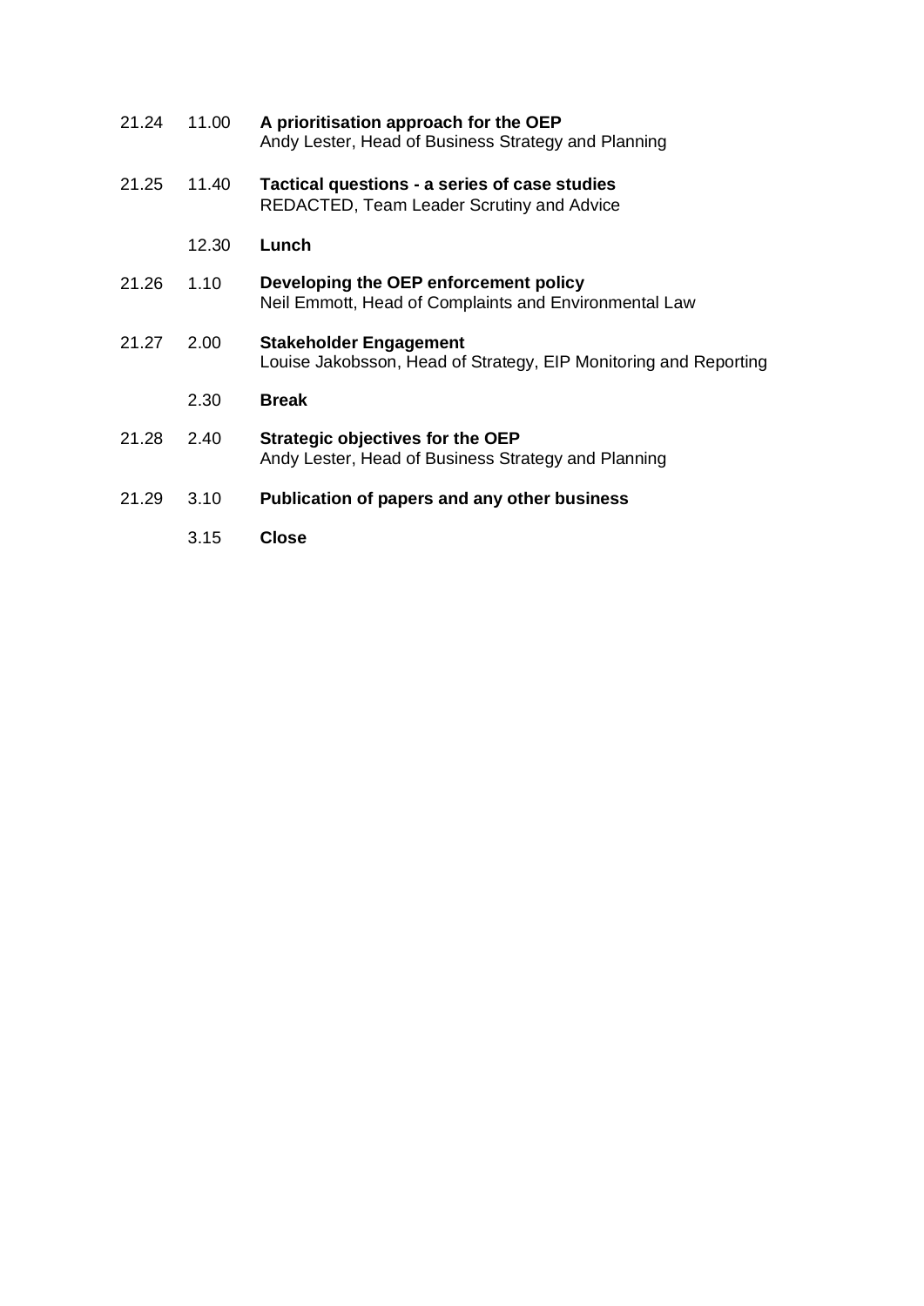| | | |
|---|---|---|
| 21.24 | 11.00 | **A prioritisation approach for the OEP**<br>Andy Lester, Head of Business Strategy and Planning |
| 21.25 | 11.40 | **Tactical questions - a series of case studies**<br>REDACTED, Team Leader Scrutiny and Advice |
| | 12.30 | **Lunch** |
| 21.26 | 1.10 | **Developing the OEP enforcement policy**<br>Neil Emmott, Head of Complaints and Environmental Law |
| 21.27 | 2.00 | **Stakeholder Engagement**<br>Louise Jakobsson, Head of Strategy, EIP Monitoring and Reporting |
| | 2.30 | **Break** |
| 21.28 | 2.40 | **Strategic objectives for the OEP**<br>Andy Lester, Head of Business Strategy and Planning |
| 21.29 | 3.10 | **Publication of papers and any other business** |
| | 3.15 | **Close** |